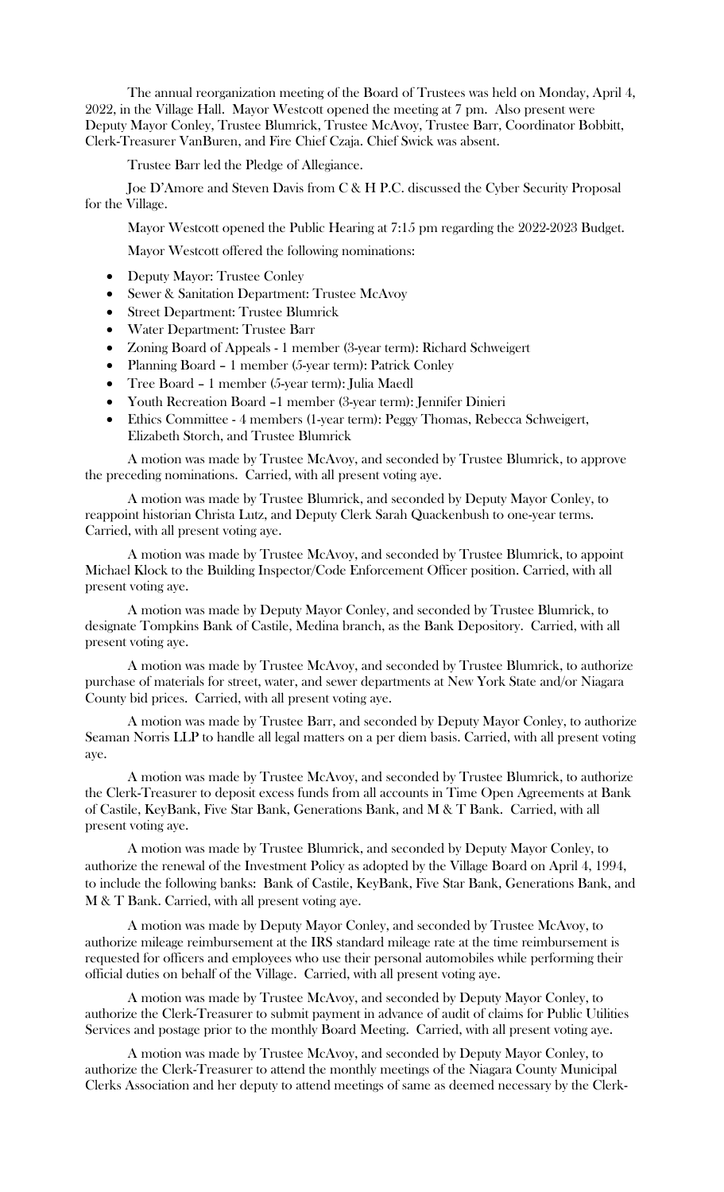The annual reorganization meeting of the Board of Trustees was held on Monday, April 4, 2022, in the Village Hall. Mayor Westcott opened the meeting at 7 pm. Also present were Deputy Mayor Conley, Trustee Blumrick, Trustee McAvoy, Trustee Barr, Coordinator Bobbitt, Clerk-Treasurer VanBuren, and Fire Chief Czaja. Chief Swick was absent.

Trustee Barr led the Pledge of Allegiance.

Joe D'Amore and Steven Davis from C & H P.C. discussed the Cyber Security Proposal for the Village.

Mayor Westcott opened the Public Hearing at 7:15 pm regarding the 2022-2023 Budget.

Mayor Westcott offered the following nominations:

- Deputy Mayor: Trustee Conley
- Sewer & Sanitation Department: Trustee McAvoy
- Street Department: Trustee Blumrick
- Water Department: Trustee Barr
- Zoning Board of Appeals - 1 member (3-year term): Richard Schweigert
- Planning Board – 1 member (5-year term): Patrick Conley
- Tree Board – 1 member (5-year term): Julia Maedl
- Youth Recreation Board –1 member (3-year term): Jennifer Dinieri
- Ethics Committee - 4 members (1-year term): Peggy Thomas, Rebecca Schweigert, Elizabeth Storch, and Trustee Blumrick

A motion was made by Trustee McAvoy, and seconded by Trustee Blumrick, to approve the preceding nominations. Carried, with all present voting aye.

A motion was made by Trustee Blumrick, and seconded by Deputy Mayor Conley, to reappoint historian Christa Lutz, and Deputy Clerk Sarah Quackenbush to one-year terms. Carried, with all present voting aye.

A motion was made by Trustee McAvoy, and seconded by Trustee Blumrick, to appoint Michael Klock to the Building Inspector/Code Enforcement Officer position. Carried, with all present voting aye.

A motion was made by Deputy Mayor Conley, and seconded by Trustee Blumrick, to designate Tompkins Bank of Castile, Medina branch, as the Bank Depository. Carried, with all present voting aye.

A motion was made by Trustee McAvoy, and seconded by Trustee Blumrick, to authorize purchase of materials for street, water, and sewer departments at New York State and/or Niagara County bid prices. Carried, with all present voting aye.

A motion was made by Trustee Barr, and seconded by Deputy Mayor Conley, to authorize Seaman Norris LLP to handle all legal matters on a per diem basis. Carried, with all present voting aye.

A motion was made by Trustee McAvoy, and seconded by Trustee Blumrick, to authorize the Clerk-Treasurer to deposit excess funds from all accounts in Time Open Agreements at Bank of Castile, KeyBank, Five Star Bank, Generations Bank, and M & T Bank. Carried, with all present voting aye.

A motion was made by Trustee Blumrick, and seconded by Deputy Mayor Conley, to authorize the renewal of the Investment Policy as adopted by the Village Board on April 4, 1994, to include the following banks: Bank of Castile, KeyBank, Five Star Bank, Generations Bank, and M & T Bank. Carried, with all present voting aye.

A motion was made by Deputy Mayor Conley, and seconded by Trustee McAvoy, to authorize mileage reimbursement at the IRS standard mileage rate at the time reimbursement is requested for officers and employees who use their personal automobiles while performing their official duties on behalf of the Village. Carried, with all present voting aye.

A motion was made by Trustee McAvoy, and seconded by Deputy Mayor Conley, to authorize the Clerk-Treasurer to submit payment in advance of audit of claims for Public Utilities Services and postage prior to the monthly Board Meeting. Carried, with all present voting aye.

A motion was made by Trustee McAvoy, and seconded by Deputy Mayor Conley, to authorize the Clerk-Treasurer to attend the monthly meetings of the Niagara County Municipal Clerks Association and her deputy to attend meetings of same as deemed necessary by the Clerk-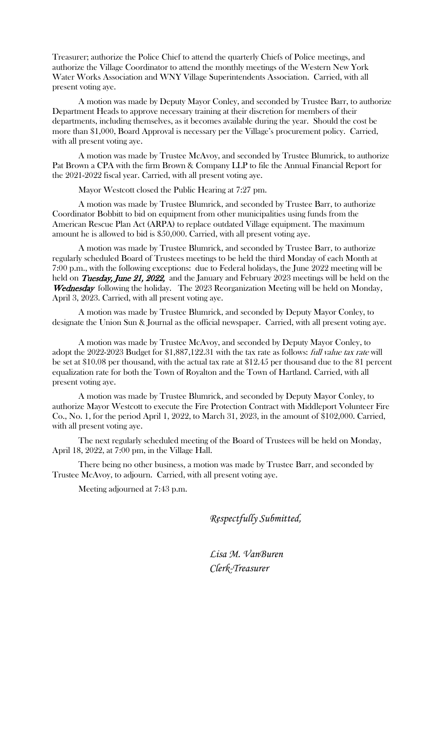Treasurer; authorize the Police Chief to attend the quarterly Chiefs of Police meetings, and authorize the Village Coordinator to attend the monthly meetings of the Western New York Water Works Association and WNY Village Superintendents Association. Carried, with all present voting aye.

A motion was made by Deputy Mayor Conley, and seconded by Trustee Barr, to authorize Department Heads to approve necessary training at their discretion for members of their departments, including themselves, as it becomes available during the year. Should the cost be more than $1,000, Board Approval is necessary per the Village's procurement policy. Carried, with all present voting aye.

A motion was made by Trustee McAvoy, and seconded by Trustee Blumrick, to authorize Pat Brown a CPA with the firm Brown & Company LLP to file the Annual Financial Report for the 2021-2022 fiscal year. Carried, with all present voting aye.

Mayor Westcott closed the Public Hearing at 7:27 pm.

A motion was made by Trustee Blumrick, and seconded by Trustee Barr, to authorize Coordinator Bobbitt to bid on equipment from other municipalities using funds from the American Rescue Plan Act (ARPA) to replace outdated Village equipment. The maximum amount he is allowed to bid is $50,000. Carried, with all present voting aye.

A motion was made by Trustee Blumrick, and seconded by Trustee Barr, to authorize regularly scheduled Board of Trustees meetings to be held the third Monday of each Month at 7:00 p.m., with the following exceptions: due to Federal holidays, the June 2022 meeting will be held on ***Tuesday, June 21, 2022,*** and the January and February 2023 meetings will be held on the ***Wednesday*** following the holiday. The 2023 Reorganization Meeting will be held on Monday, April 3, 2023. Carried, with all present voting aye.

A motion was made by Trustee Blumrick, and seconded by Deputy Mayor Conley, to designate the Union Sun & Journal as the official newspaper. Carried, with all present voting aye.

A motion was made by Trustee McAvoy, and seconded by Deputy Mayor Conley, to adopt the 2022-2023 Budget for $1,887,122.31 with the tax rate as follows: *full value tax rate* will be set at $10.08 per thousand, with the actual tax rate at $12.45 per thousand due to the 81 percent equalization rate for both the Town of Royalton and the Town of Hartland. Carried, with all present voting aye.

A motion was made by Trustee Blumrick, and seconded by Deputy Mayor Conley, to authorize Mayor Westcott to execute the Fire Protection Contract with Middleport Volunteer Fire Co., No. 1, for the period April 1, 2022, to March 31, 2023, in the amount of $102,000. Carried, with all present voting aye.

The next regularly scheduled meeting of the Board of Trustees will be held on Monday, April 18, 2022, at 7:00 pm, in the Village Hall.

There being no other business, a motion was made by Trustee Barr, and seconded by Trustee McAvoy, to adjourn. Carried, with all present voting aye.

Meeting adjourned at 7:43 p.m.

*Respectfully Submitted,*

*Lisa M. VanBuren*
*Clerk-Treasurer*